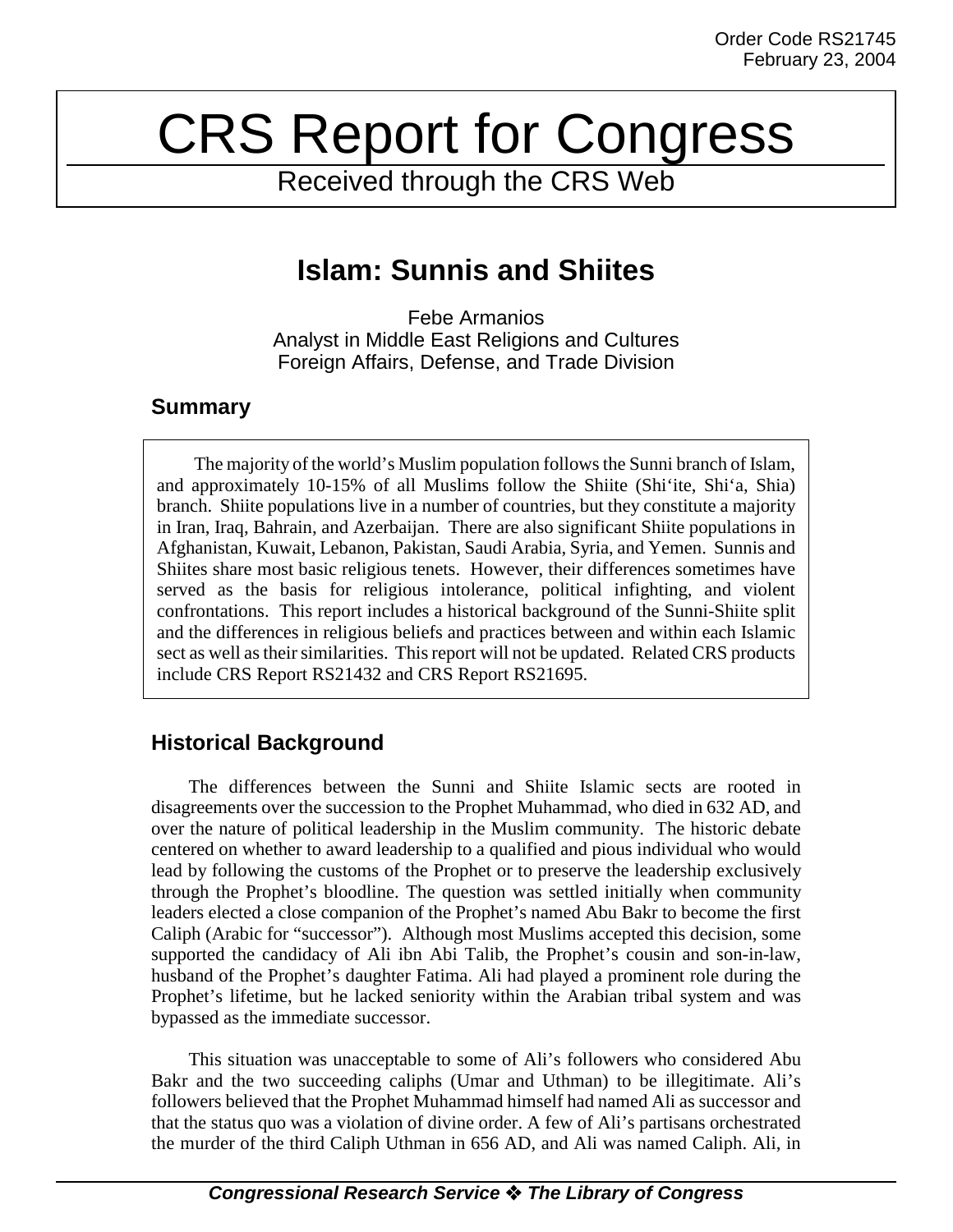Order Code RS21745
February 23, 2004

# CRS Report for Congress

Received through the CRS Web

## Islam: Sunnis and Shiites

Febe Armanios
Analyst in Middle East Religions and Cultures
Foreign Affairs, Defense, and Trade Division

### Summary

The majority of the world's Muslim population follows the Sunni branch of Islam, and approximately 10-15% of all Muslims follow the Shiite (Shi'ite, Shi'a, Shia) branch. Shiite populations live in a number of countries, but they constitute a majority in Iran, Iraq, Bahrain, and Azerbaijan. There are also significant Shiite populations in Afghanistan, Kuwait, Lebanon, Pakistan, Saudi Arabia, Syria, and Yemen. Sunnis and Shiites share most basic religious tenets. However, their differences sometimes have served as the basis for religious intolerance, political infighting, and violent confrontations. This report includes a historical background of the Sunni-Shiite split and the differences in religious beliefs and practices between and within each Islamic sect as well as their similarities. This report will not be updated. Related CRS products include CRS Report RS21432 and CRS Report RS21695.

### Historical Background

The differences between the Sunni and Shiite Islamic sects are rooted in disagreements over the succession to the Prophet Muhammad, who died in 632 AD, and over the nature of political leadership in the Muslim community. The historic debate centered on whether to award leadership to a qualified and pious individual who would lead by following the customs of the Prophet or to preserve the leadership exclusively through the Prophet's bloodline. The question was settled initially when community leaders elected a close companion of the Prophet's named Abu Bakr to become the first Caliph (Arabic for "successor"). Although most Muslims accepted this decision, some supported the candidacy of Ali ibn Abi Talib, the Prophet's cousin and son-in-law, husband of the Prophet's daughter Fatima. Ali had played a prominent role during the Prophet's lifetime, but he lacked seniority within the Arabian tribal system and was bypassed as the immediate successor.

This situation was unacceptable to some of Ali's followers who considered Abu Bakr and the two succeeding caliphs (Umar and Uthman) to be illegitimate. Ali's followers believed that the Prophet Muhammad himself had named Ali as successor and that the status quo was a violation of divine order. A few of Ali's partisans orchestrated the murder of the third Caliph Uthman in 656 AD, and Ali was named Caliph. Ali, in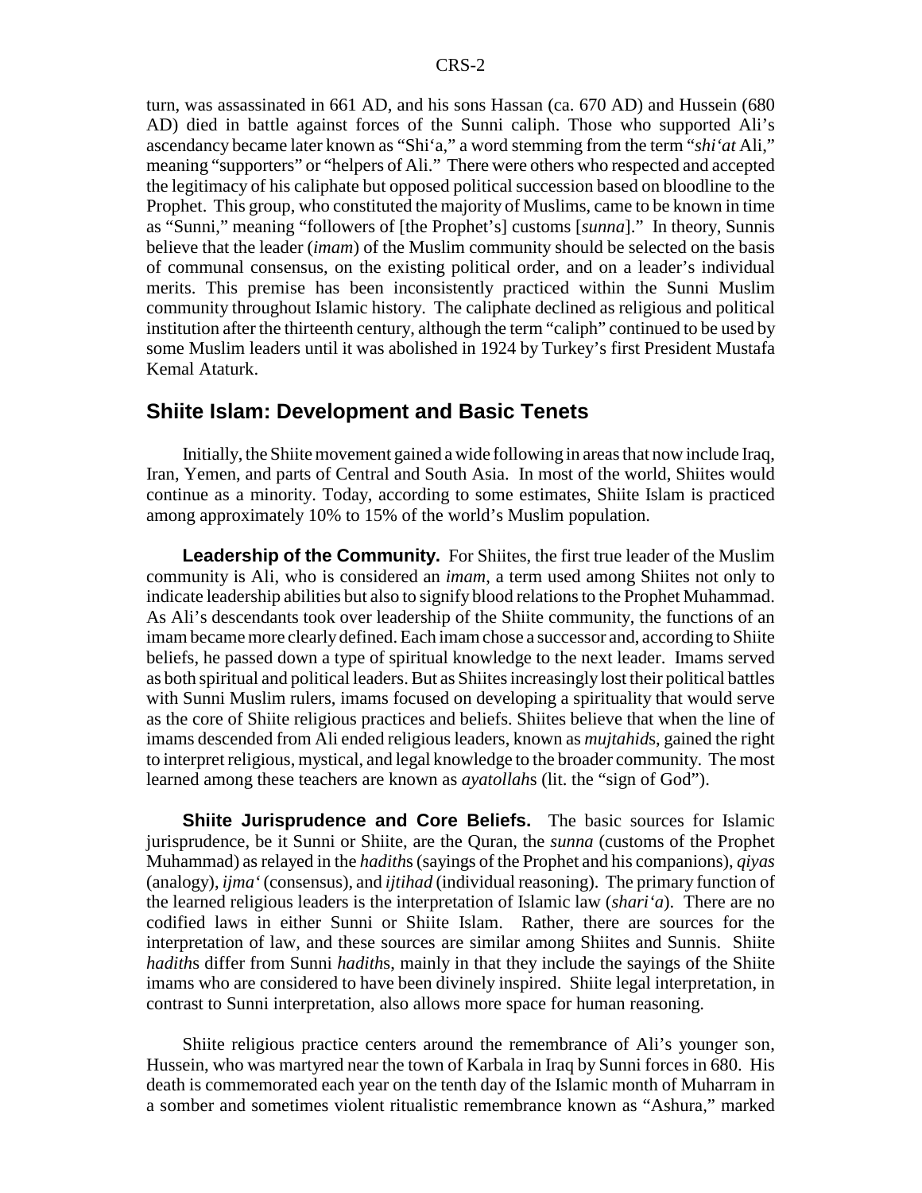turn, was assassinated in 661 AD, and his sons Hassan (ca. 670 AD) and Hussein (680 AD) died in battle against forces of the Sunni caliph. Those who supported Ali's ascendancy became later known as "Shi'a," a word stemming from the term "*shi'at* Ali," meaning "supporters" or "helpers of Ali." There were others who respected and accepted the legitimacy of his caliphate but opposed political succession based on bloodline to the Prophet. This group, who constituted the majority of Muslims, came to be known in time as "Sunni," meaning "followers of [the Prophet's] customs [*sunna*]." In theory, Sunnis believe that the leader (*imam*) of the Muslim community should be selected on the basis of communal consensus, on the existing political order, and on a leader's individual merits. This premise has been inconsistently practiced within the Sunni Muslim community throughout Islamic history. The caliphate declined as religious and political institution after the thirteenth century, although the term "caliph" continued to be used by some Muslim leaders until it was abolished in 1924 by Turkey's first President Mustafa Kemal Ataturk.

## Shiite Islam: Development and Basic Tenets

Initially, the Shiite movement gained a wide following in areas that now include Iraq, Iran, Yemen, and parts of Central and South Asia. In most of the world, Shiites would continue as a minority. Today, according to some estimates, Shiite Islam is practiced among approximately 10% to 15% of the world's Muslim population.

**Leadership of the Community.** For Shiites, the first true leader of the Muslim community is Ali, who is considered an *imam*, a term used among Shiites not only to indicate leadership abilities but also to signify blood relations to the Prophet Muhammad. As Ali's descendants took over leadership of the Shiite community, the functions of an imam became more clearly defined. Each imam chose a successor and, according to Shiite beliefs, he passed down a type of spiritual knowledge to the next leader. Imams served as both spiritual and political leaders. But as Shiites increasingly lost their political battles with Sunni Muslim rulers, imams focused on developing a spirituality that would serve as the core of Shiite religious practices and beliefs. Shiites believe that when the line of imams descended from Ali ended religious leaders, known as *mujtahid*s, gained the right to interpret religious, mystical, and legal knowledge to the broader community. The most learned among these teachers are known as *ayatollah*s (lit. the "sign of God").

**Shiite Jurisprudence and Core Beliefs.** The basic sources for Islamic jurisprudence, be it Sunni or Shiite, are the Quran, the *sunna* (customs of the Prophet Muhammad) as relayed in the *hadith*s (sayings of the Prophet and his companions), *qiyas* (analogy), *ijma'* (consensus), and *ijtihad* (individual reasoning). The primary function of the learned religious leaders is the interpretation of Islamic law (*shari'a*). There are no codified laws in either Sunni or Shiite Islam. Rather, there are sources for the interpretation of law, and these sources are similar among Shiites and Sunnis. Shiite *hadith*s differ from Sunni *hadith*s, mainly in that they include the sayings of the Shiite imams who are considered to have been divinely inspired. Shiite legal interpretation, in contrast to Sunni interpretation, also allows more space for human reasoning.

Shiite religious practice centers around the remembrance of Ali's younger son, Hussein, who was martyred near the town of Karbala in Iraq by Sunni forces in 680. His death is commemorated each year on the tenth day of the Islamic month of Muharram in a somber and sometimes violent ritualistic remembrance known as "Ashura," marked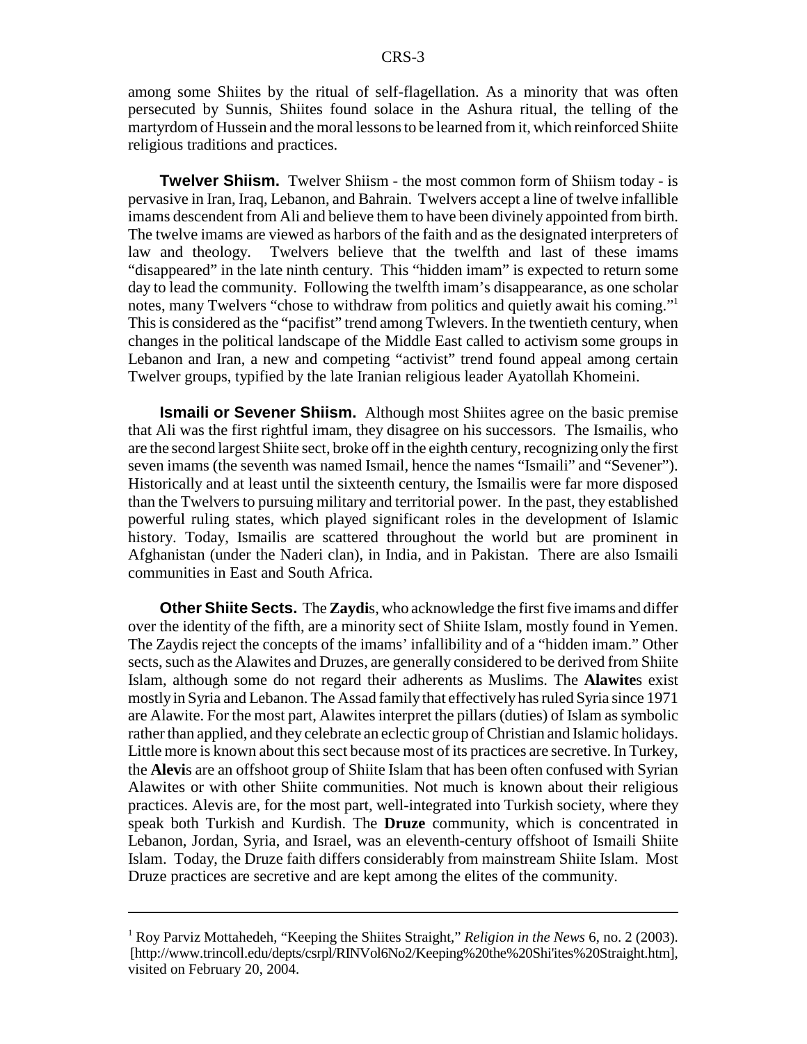among some Shiites by the ritual of self-flagellation. As a minority that was often persecuted by Sunnis, Shiites found solace in the Ashura ritual, the telling of the martyrdom of Hussein and the moral lessons to be learned from it, which reinforced Shiite religious traditions and practices.

**Twelver Shiism.** Twelver Shiism - the most common form of Shiism today - is pervasive in Iran, Iraq, Lebanon, and Bahrain. Twelvers accept a line of twelve infallible imams descendent from Ali and believe them to have been divinely appointed from birth. The twelve imams are viewed as harbors of the faith and as the designated interpreters of law and theology. Twelvers believe that the twelfth and last of these imams "disappeared" in the late ninth century. This "hidden imam" is expected to return some day to lead the community. Following the twelfth imam's disappearance, as one scholar notes, many Twelvers "chose to withdraw from politics and quietly await his coming."[1] This is considered as the "pacifist" trend among Twlevers. In the twentieth century, when changes in the political landscape of the Middle East called to activism some groups in Lebanon and Iran, a new and competing "activist" trend found appeal among certain Twelver groups, typified by the late Iranian religious leader Ayatollah Khomeini.

**Ismaili or Sevener Shiism.** Although most Shiites agree on the basic premise that Ali was the first rightful imam, they disagree on his successors. The Ismailis, who are the second largest Shiite sect, broke off in the eighth century, recognizing only the first seven imams (the seventh was named Ismail, hence the names "Ismaili" and "Sevener"). Historically and at least until the sixteenth century, the Ismailis were far more disposed than the Twelvers to pursuing military and territorial power. In the past, they established powerful ruling states, which played significant roles in the development of Islamic history. Today, Ismailis are scattered throughout the world but are prominent in Afghanistan (under the Naderi clan), in India, and in Pakistan. There are also Ismaili communities in East and South Africa.

**Other Shiite Sects.** The **Zaydi**s, who acknowledge the first five imams and differ over the identity of the fifth, are a minority sect of Shiite Islam, mostly found in Yemen. The Zaydis reject the concepts of the imams' infallibility and of a "hidden imam." Other sects, such as the Alawites and Druzes, are generally considered to be derived from Shiite Islam, although some do not regard their adherents as Muslims. The **Alawite**s exist mostly in Syria and Lebanon. The Assad family that effectively has ruled Syria since 1971 are Alawite. For the most part, Alawites interpret the pillars (duties) of Islam as symbolic rather than applied, and they celebrate an eclectic group of Christian and Islamic holidays. Little more is known about this sect because most of its practices are secretive. In Turkey, the **Alevi**s are an offshoot group of Shiite Islam that has been often confused with Syrian Alawites or with other Shiite communities. Not much is known about their religious practices. Alevis are, for the most part, well-integrated into Turkish society, where they speak both Turkish and Kurdish. The **Druze** community, which is concentrated in Lebanon, Jordan, Syria, and Israel, was an eleventh-century offshoot of Ismaili Shiite Islam. Today, the Druze faith differs considerably from mainstream Shiite Islam. Most Druze practices are secretive and are kept among the elites of the community.

---

[1] Roy Parviz Mottahedeh, "Keeping the Shiites Straight," *Religion in the News* 6, no. 2 (2003). [http://www.trincoll.edu/depts/csrpl/RINVol6No2/Keeping%20the%20Shi'ites%20Straight.htm], visited on February 20, 2004.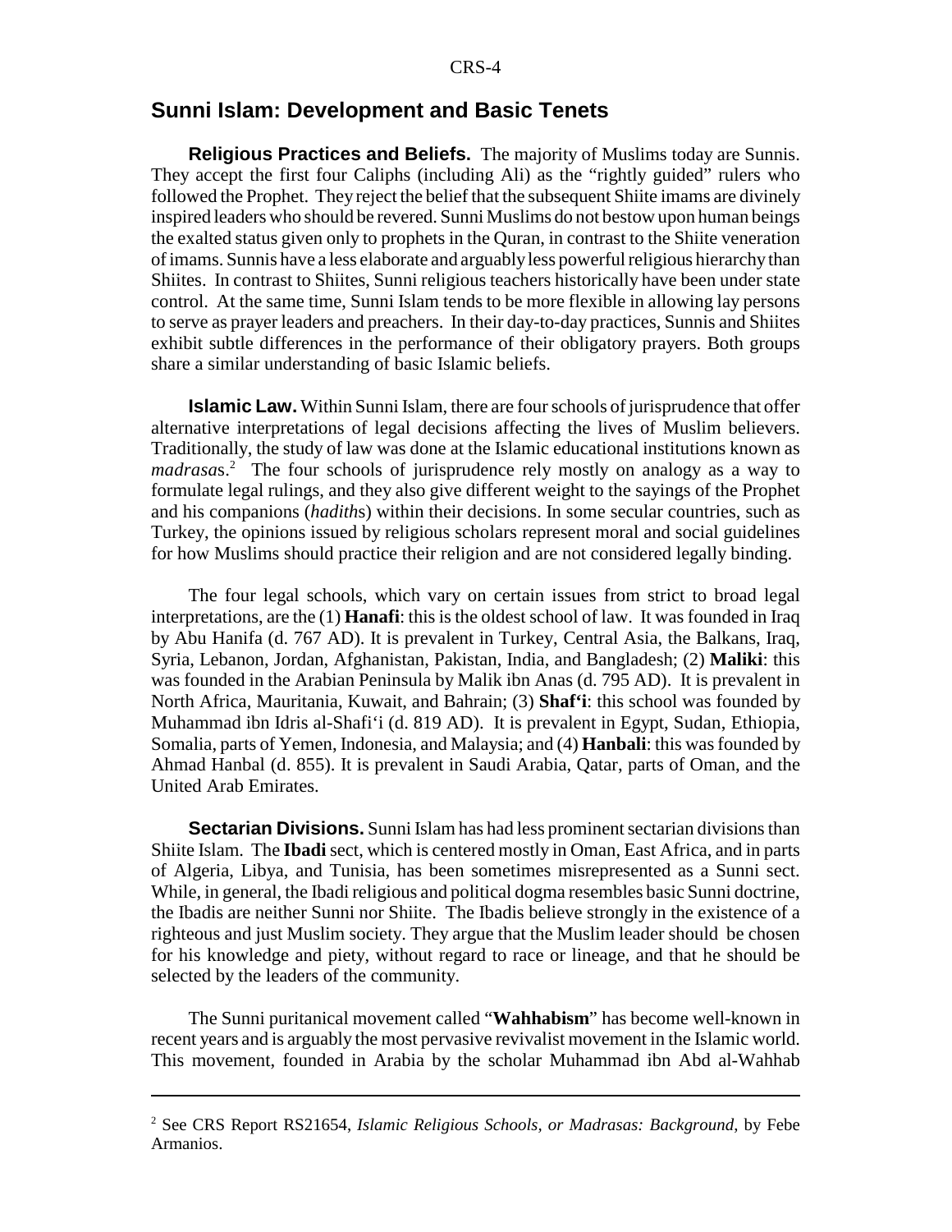## Sunni Islam: Development and Basic Tenets

**Religious Practices and Beliefs.** The majority of Muslims today are Sunnis. They accept the first four Caliphs (including Ali) as the "rightly guided" rulers who followed the Prophet. They reject the belief that the subsequent Shiite imams are divinely inspired leaders who should be revered. Sunni Muslims do not bestow upon human beings the exalted status given only to prophets in the Quran, in contrast to the Shiite veneration of imams. Sunnis have a less elaborate and arguably less powerful religious hierarchy than Shiites. In contrast to Shiites, Sunni religious teachers historically have been under state control. At the same time, Sunni Islam tends to be more flexible in allowing lay persons to serve as prayer leaders and preachers. In their day-to-day practices, Sunnis and Shiites exhibit subtle differences in the performance of their obligatory prayers. Both groups share a similar understanding of basic Islamic beliefs.

**Islamic Law.** Within Sunni Islam, there are four schools of jurisprudence that offer alternative interpretations of legal decisions affecting the lives of Muslim believers. Traditionally, the study of law was done at the Islamic educational institutions known as *madrasa*s.[2] The four schools of jurisprudence rely mostly on analogy as a way to formulate legal rulings, and they also give different weight to the sayings of the Prophet and his companions (*hadith*s) within their decisions. In some secular countries, such as Turkey, the opinions issued by religious scholars represent moral and social guidelines for how Muslims should practice their religion and are not considered legally binding.

The four legal schools, which vary on certain issues from strict to broad legal interpretations, are the (1) **Hanafi**: this is the oldest school of law. It was founded in Iraq by Abu Hanifa (d. 767 AD). It is prevalent in Turkey, Central Asia, the Balkans, Iraq, Syria, Lebanon, Jordan, Afghanistan, Pakistan, India, and Bangladesh; (2) **Maliki**: this was founded in the Arabian Peninsula by Malik ibn Anas (d. 795 AD). It is prevalent in North Africa, Mauritania, Kuwait, and Bahrain; (3) **Shaf'i**: this school was founded by Muhammad ibn Idris al-Shafi'i (d. 819 AD). It is prevalent in Egypt, Sudan, Ethiopia, Somalia, parts of Yemen, Indonesia, and Malaysia; and (4) **Hanbali**: this was founded by Ahmad Hanbal (d. 855). It is prevalent in Saudi Arabia, Qatar, parts of Oman, and the United Arab Emirates.

**Sectarian Divisions.** Sunni Islam has had less prominent sectarian divisions than Shiite Islam. The **Ibadi** sect, which is centered mostly in Oman, East Africa, and in parts of Algeria, Libya, and Tunisia, has been sometimes misrepresented as a Sunni sect. While, in general, the Ibadi religious and political dogma resembles basic Sunni doctrine, the Ibadis are neither Sunni nor Shiite. The Ibadis believe strongly in the existence of a righteous and just Muslim society. They argue that the Muslim leader should be chosen for his knowledge and piety, without regard to race or lineage, and that he should be selected by the leaders of the community.

The Sunni puritanical movement called "**Wahhabism**" has become well-known in recent years and is arguably the most pervasive revivalist movement in the Islamic world. This movement, founded in Arabia by the scholar Muhammad ibn Abd al-Wahhab

---

[2] See CRS Report RS21654, *Islamic Religious Schools, or Madrasas: Background*, by Febe Armanios.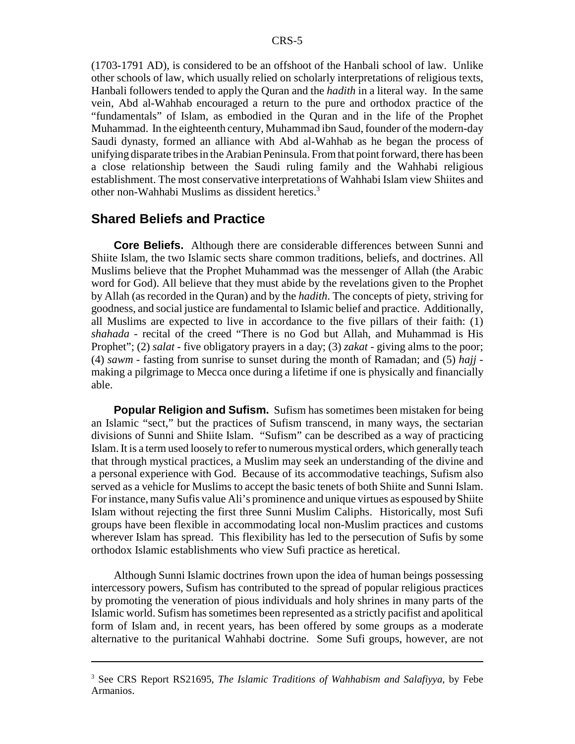(1703-1791 AD), is considered to be an offshoot of the Hanbali school of law. Unlike other schools of law, which usually relied on scholarly interpretations of religious texts, Hanbali followers tended to apply the Quran and the *hadith* in a literal way. In the same vein, Abd al-Wahhab encouraged a return to the pure and orthodox practice of the "fundamentals" of Islam, as embodied in the Quran and in the life of the Prophet Muhammad. In the eighteenth century, Muhammad ibn Saud, founder of the modern-day Saudi dynasty, formed an alliance with Abd al-Wahhab as he began the process of unifying disparate tribes in the Arabian Peninsula. From that point forward, there has been a close relationship between the Saudi ruling family and the Wahhabi religious establishment. The most conservative interpretations of Wahhabi Islam view Shiites and other non-Wahhabi Muslims as dissident heretics.[3]

## Shared Beliefs and Practice

**Core Beliefs.** Although there are considerable differences between Sunni and Shiite Islam, the two Islamic sects share common traditions, beliefs, and doctrines. All Muslims believe that the Prophet Muhammad was the messenger of Allah (the Arabic word for God). All believe that they must abide by the revelations given to the Prophet by Allah (as recorded in the Quran) and by the *hadith*. The concepts of piety, striving for goodness, and social justice are fundamental to Islamic belief and practice. Additionally, all Muslims are expected to live in accordance to the five pillars of their faith: (1) *shahada* - recital of the creed "There is no God but Allah, and Muhammad is His Prophet"; (2) *salat* - five obligatory prayers in a day; (3) *zakat* - giving alms to the poor; (4) *sawm* - fasting from sunrise to sunset during the month of Ramadan; and (5) *hajj* - making a pilgrimage to Mecca once during a lifetime if one is physically and financially able.

**Popular Religion and Sufism.** Sufism has sometimes been mistaken for being an Islamic "sect," but the practices of Sufism transcend, in many ways, the sectarian divisions of Sunni and Shiite Islam. "Sufism" can be described as a way of practicing Islam. It is a term used loosely to refer to numerous mystical orders, which generally teach that through mystical practices, a Muslim may seek an understanding of the divine and a personal experience with God. Because of its accommodative teachings, Sufism also served as a vehicle for Muslims to accept the basic tenets of both Shiite and Sunni Islam. For instance, many Sufis value Ali's prominence and unique virtues as espoused by Shiite Islam without rejecting the first three Sunni Muslim Caliphs. Historically, most Sufi groups have been flexible in accommodating local non-Muslim practices and customs wherever Islam has spread. This flexibility has led to the persecution of Sufis by some orthodox Islamic establishments who view Sufi practice as heretical.

Although Sunni Islamic doctrines frown upon the idea of human beings possessing intercessory powers, Sufism has contributed to the spread of popular religious practices by promoting the veneration of pious individuals and holy shrines in many parts of the Islamic world. Sufism has sometimes been represented as a strictly pacifist and apolitical form of Islam and, in recent years, has been offered by some groups as a moderate alternative to the puritanical Wahhabi doctrine. Some Sufi groups, however, are not

---

[3] See CRS Report RS21695, *The Islamic Traditions of Wahhabism and Salafiyya*, by Febe Armanios.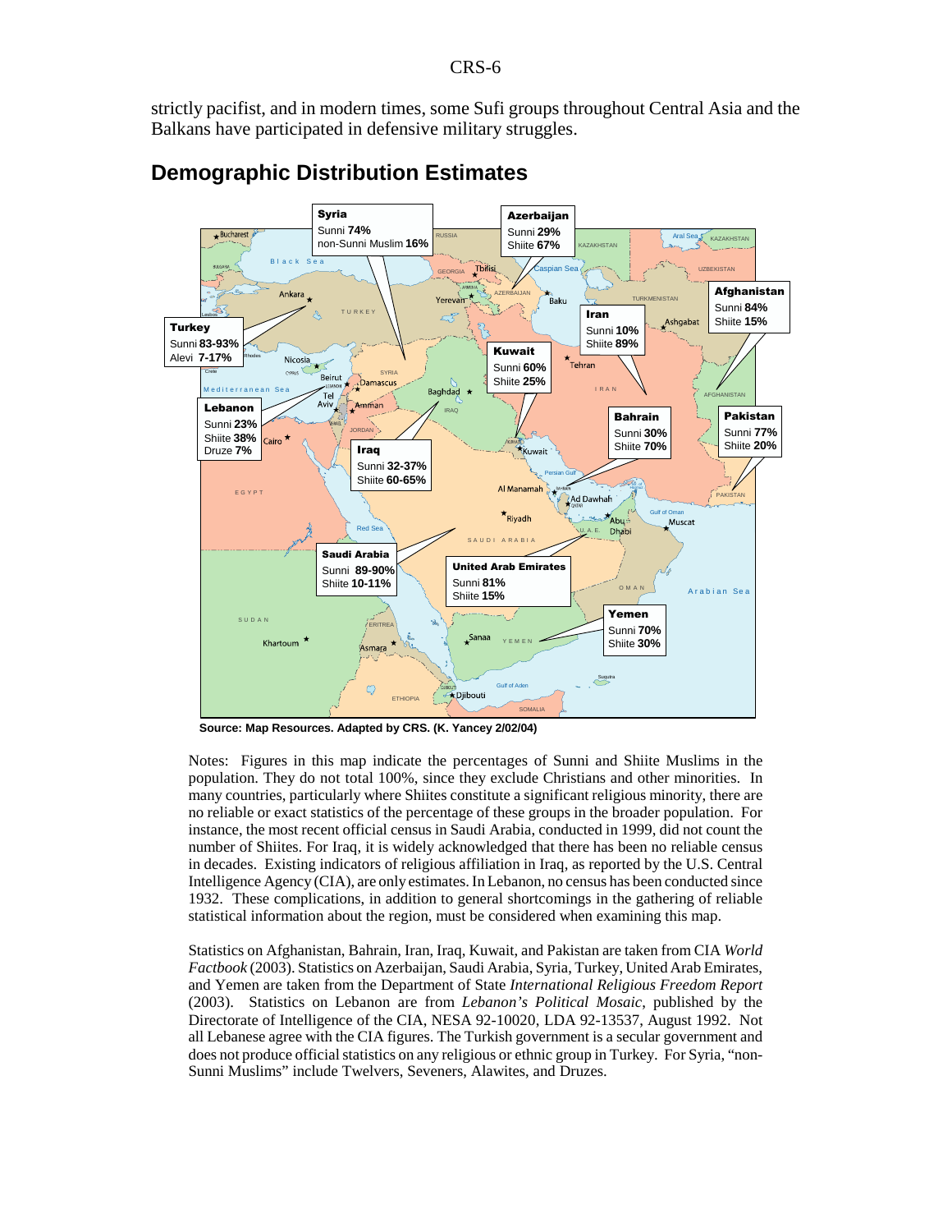strictly pacifist, and in modern times, some Sufi groups throughout Central Asia and the Balkans have participated in defensive military struggles.

## Demographic Distribution Estimates

**Syria**
Sunni **74%**
non-Sunni Muslim **16%**

**Azerbaijan**
Sunni **29%**
Shiite **67%**

**Afghanistan**
Sunni **84%**
Shiite **15%**

**Iran**
Sunni **10%**
Shiite **89%**

**Turkey**
Sunni **83-93%**
Alevi **7-17%**

**Kuwait**
Sunni **60%**
Shiite **25%**

**Lebanon**
Sunni **23%**
Shiite **38%**
Druze **7%**

**Bahrain**
Sunni **30%**
Shiite **70%**

**Pakistan**
Sunni **77%**
Shiite **20%**

**Iraq**
Sunni **32-37%**
Shiite **60-65%**

**Saudi Arabia**
Sunni **89-90%**
Shiite **10-11%**

**United Arab Emirates**
Sunni **81%**
Shiite **15%**

**Yemen**
Sunni **70%**
Shiite **30%**

**Source: Map Resources. Adapted by CRS. (K. Yancey 2/02/04)**

Notes: Figures in this map indicate the percentages of Sunni and Shiite Muslims in the population. They do not total 100%, since they exclude Christians and other minorities. In many countries, particularly where Shiites constitute a significant religious minority, there are no reliable or exact statistics of the percentage of these groups in the broader population. For instance, the most recent official census in Saudi Arabia, conducted in 1999, did not count the number of Shiites. For Iraq, it is widely acknowledged that there has been no reliable census in decades. Existing indicators of religious affiliation in Iraq, as reported by the U.S. Central Intelligence Agency (CIA), are only estimates. In Lebanon, no census has been conducted since 1932. These complications, in addition to general shortcomings in the gathering of reliable statistical information about the region, must be considered when examining this map.

Statistics on Afghanistan, Bahrain, Iran, Iraq, Kuwait, and Pakistan are taken from CIA *World Factbook* (2003). Statistics on Azerbaijan, Saudi Arabia, Syria, Turkey, United Arab Emirates, and Yemen are taken from the Department of State *International Religious Freedom Report* (2003). Statistics on Lebanon are from *Lebanon's Political Mosaic*, published by the Directorate of Intelligence of the CIA, NESA 92-10020, LDA 92-13537, August 1992. Not all Lebanese agree with the CIA figures. The Turkish government is a secular government and does not produce official statistics on any religious or ethnic group in Turkey. For Syria, "non-Sunni Muslims" include Twelvers, Seveners, Alawites, and Druzes.